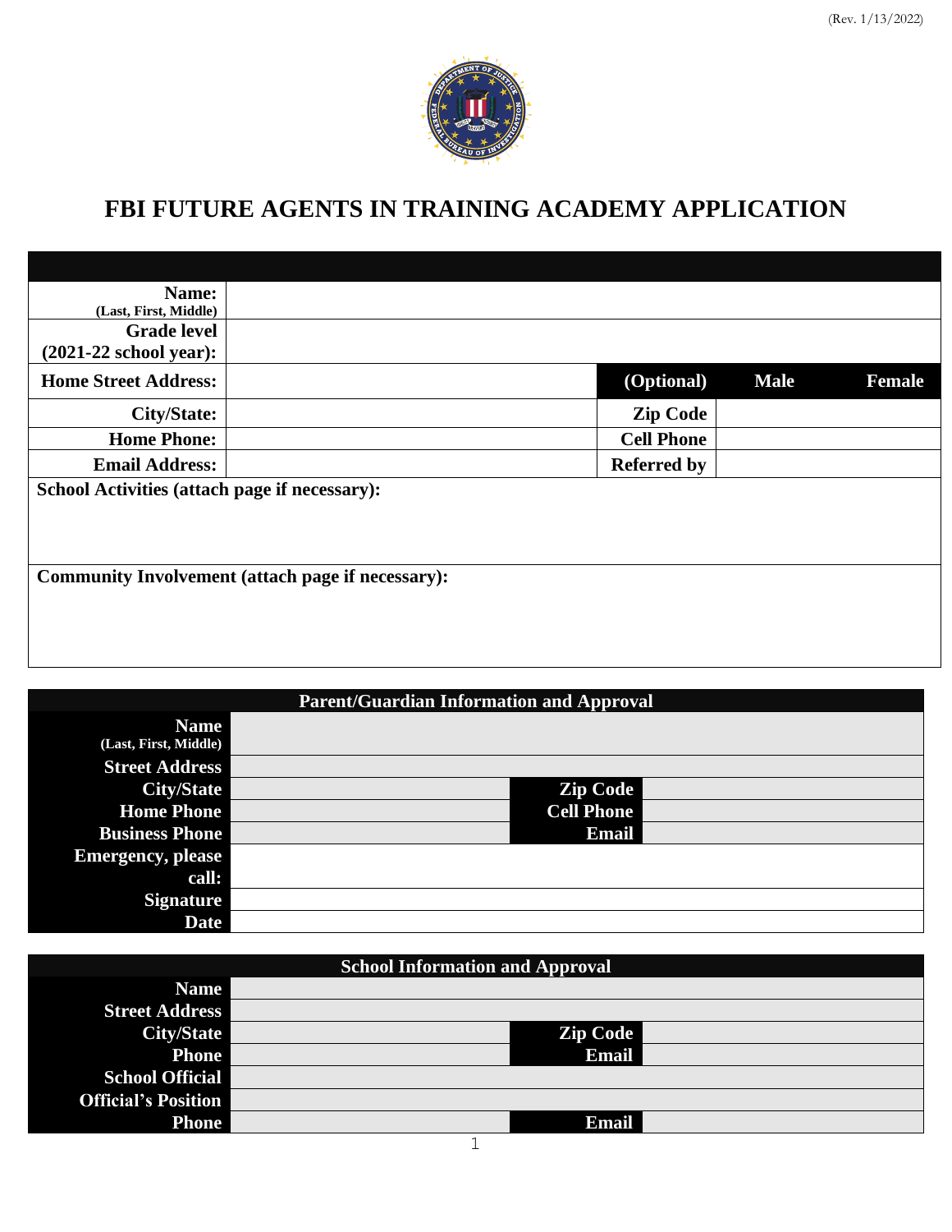(Rev. 1/13/2022)

# FBI FUTURE AGENTS IN TRAINING ACADEMY APPLICATION

| | | | | |
|---|---|---|---|---|
| **Name:** (Last, First, Middle) | | | | |
| **Grade level (2021-22 school year):** | | | | |
| **Home Street Address:** | | **(Optional)** | **Male** | **Female** |
| **City/State:** | | **Zip Code** | | |
| **Home Phone:** | | **Cell Phone** | | |
| **Email Address:** | | **Referred by** | | |

**School Activities (attach page if necessary):**

**Community Involvement (attach page if necessary):**

| Parent/Guardian Information and Approval | | | |
|---|---|---|---|
| **Name** (Last, First, Middle) | | | |
| **Street Address** | | | |
| **City/State** | | **Zip Code** | |
| **Home Phone** | | **Cell Phone** | |
| **Business Phone** | | **Email** | |
| **Emergency, please call:** | | | |
| **Signature** | | | |
| **Date** | | | |

| School Information and Approval | | | |
|---|---|---|---|
| **Name** | | | |
| **Street Address** | | | |
| **City/State** | | **Zip Code** | |
| **Phone** | | **Email** | |
| **School Official** | | | |
| **Official's Position** | | | |
| **Phone** | | **Email** | |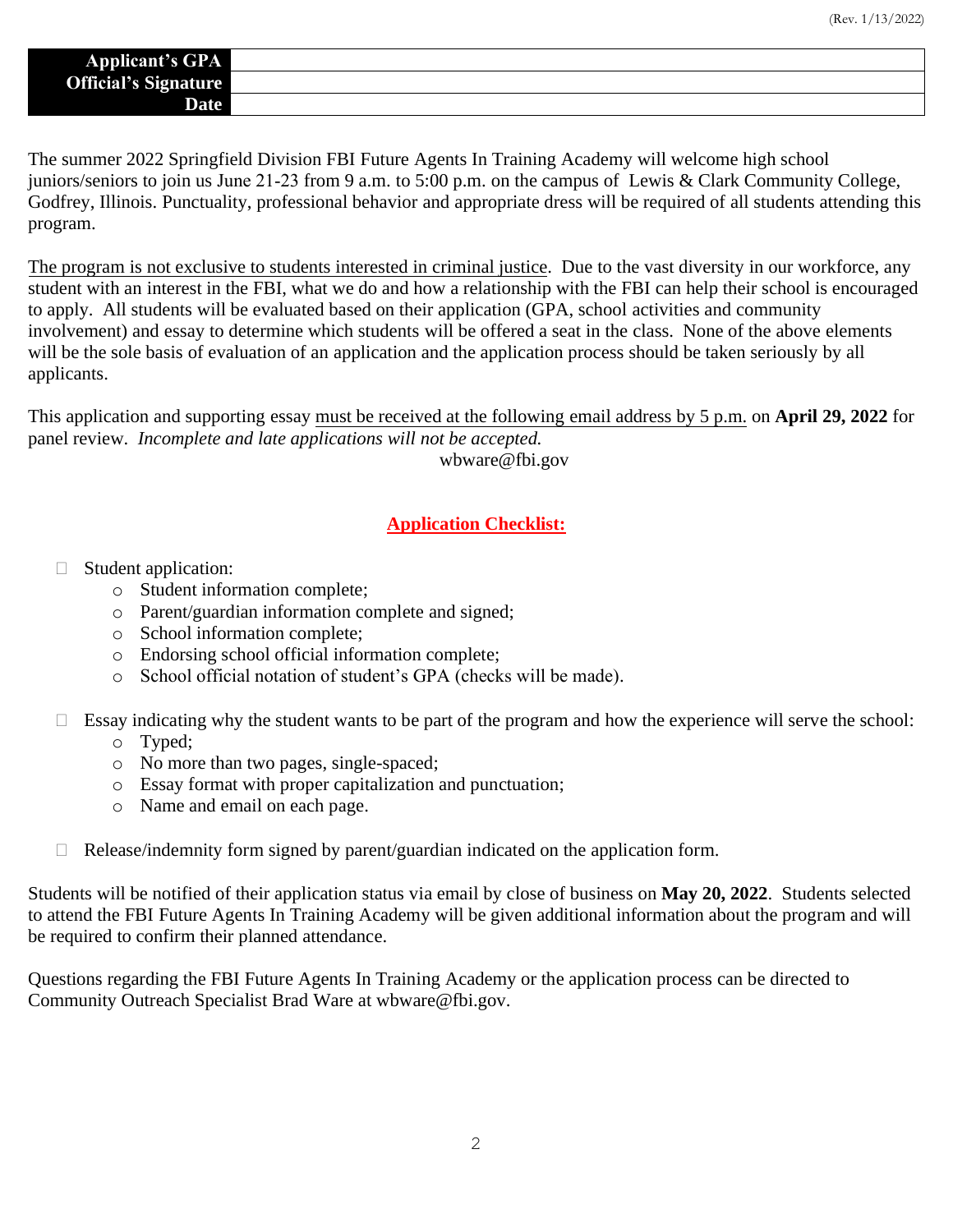| Applicant's GPA | |
|---|---|
| Official's Signature | |
| Date | |

The summer 2022 Springfield Division FBI Future Agents In Training Academy will welcome high school juniors/seniors to join us June 21-23 from 9 a.m. to 5:00 p.m. on the campus of Lewis & Clark Community College, Godfrey, Illinois. Punctuality, professional behavior and appropriate dress will be required of all students attending this program.

The program is not exclusive to students interested in criminal justice. Due to the vast diversity in our workforce, any student with an interest in the FBI, what we do and how a relationship with the FBI can help their school is encouraged to apply. All students will be evaluated based on their application (GPA, school activities and community involvement) and essay to determine which students will be offered a seat in the class. None of the above elements will be the sole basis of evaluation of an application and the application process should be taken seriously by all applicants.

This application and supporting essay must be received at the following email address by 5 p.m. on **April 29, 2022** for panel review. *Incomplete and late applications will not be accepted.*

wbware@fbi.gov

## Application Checklist:

- ☐ Student application:
    - Student information complete;
    - Parent/guardian information complete and signed;
    - School information complete;
    - Endorsing school official information complete;
    - School official notation of student's GPA (checks will be made).
- ☐ Essay indicating why the student wants to be part of the program and how the experience will serve the school:
    - Typed;
    - No more than two pages, single-spaced;
    - Essay format with proper capitalization and punctuation;
    - Name and email on each page.
- ☐ Release/indemnity form signed by parent/guardian indicated on the application form.

Students will be notified of their application status via email by close of business on **May 20, 2022**. Students selected to attend the FBI Future Agents In Training Academy will be given additional information about the program and will be required to confirm their planned attendance.

Questions regarding the FBI Future Agents In Training Academy or the application process can be directed to Community Outreach Specialist Brad Ware at wbware@fbi.gov.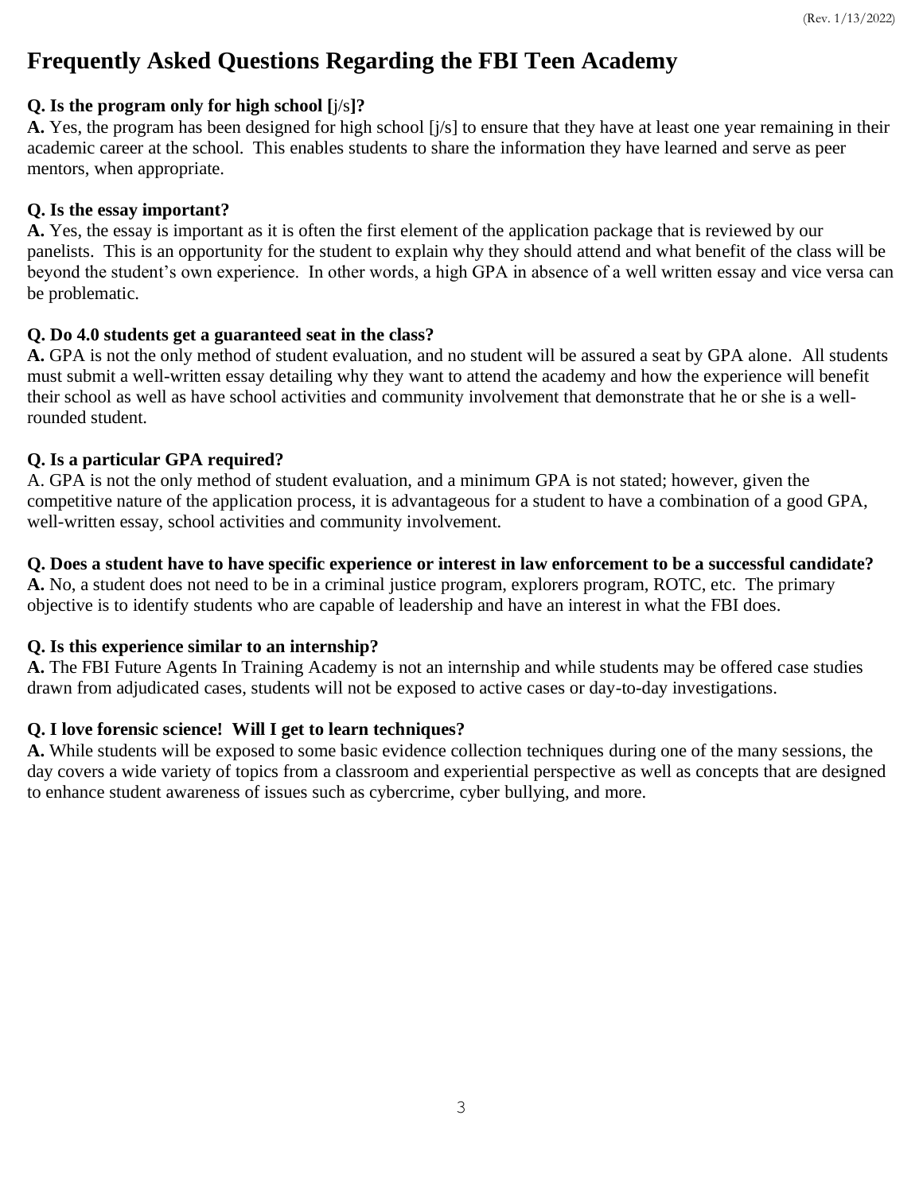# Frequently Asked Questions Regarding the FBI Teen Academy

**Q. Is the program only for high school [j/s]?**
**A.** Yes, the program has been designed for high school [j/s] to ensure that they have at least one year remaining in their academic career at the school. This enables students to share the information they have learned and serve as peer mentors, when appropriate.

**Q. Is the essay important?**
**A.** Yes, the essay is important as it is often the first element of the application package that is reviewed by our panelists. This is an opportunity for the student to explain why they should attend and what benefit of the class will be beyond the student's own experience. In other words, a high GPA in absence of a well written essay and vice versa can be problematic.

**Q. Do 4.0 students get a guaranteed seat in the class?**
**A.** GPA is not the only method of student evaluation, and no student will be assured a seat by GPA alone. All students must submit a well-written essay detailing why they want to attend the academy and how the experience will benefit their school as well as have school activities and community involvement that demonstrate that he or she is a well-rounded student.

**Q. Is a particular GPA required?**
A. GPA is not the only method of student evaluation, and a minimum GPA is not stated; however, given the competitive nature of the application process, it is advantageous for a student to have a combination of a good GPA, well-written essay, school activities and community involvement.

**Q. Does a student have to have specific experience or interest in law enforcement to be a successful candidate?**
**A.** No, a student does not need to be in a criminal justice program, explorers program, ROTC, etc. The primary objective is to identify students who are capable of leadership and have an interest in what the FBI does.

**Q. Is this experience similar to an internship?**
**A.** The FBI Future Agents In Training Academy is not an internship and while students may be offered case studies drawn from adjudicated cases, students will not be exposed to active cases or day-to-day investigations.

**Q. I love forensic science! Will I get to learn techniques?**
**A.** While students will be exposed to some basic evidence collection techniques during one of the many sessions, the day covers a wide variety of topics from a classroom and experiential perspective as well as concepts that are designed to enhance student awareness of issues such as cybercrime, cyber bullying, and more.